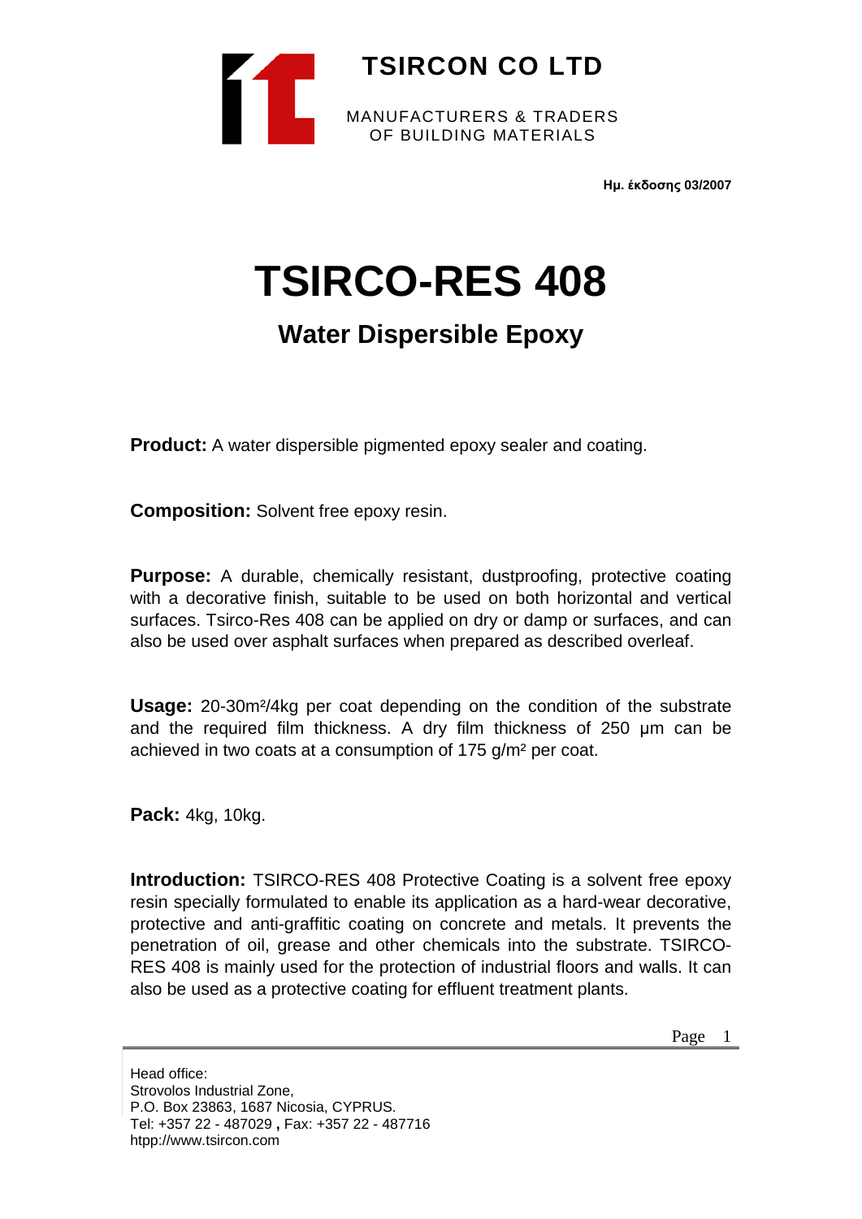**TSIRCON CO LTD**

MANUFACTURERS & TRADERS
OF BUILDING MATERIALS

**Ημ. έκδοσης 03/2007**

# TSIRCO-RES 408

## Water Dispersible Epoxy

**Product:** A water dispersible pigmented epoxy sealer and coating.

**Composition:** Solvent free epoxy resin.

**Purpose:** A durable, chemically resistant, dustproofing, protective coating with a decorative finish, suitable to be used on both horizontal and vertical surfaces. Tsirco-Res 408 can be applied on dry or damp or surfaces, and can also be used over asphalt surfaces when prepared as described overleaf.

**Usage:** 20-30m²/4kg per coat depending on the condition of the substrate and the required film thickness. A dry film thickness of 250 μm can be achieved in two coats at a consumption of 175 g/m² per coat.

**Pack:** 4kg, 10kg.

**Introduction:** TSIRCO-RES 408 Protective Coating is a solvent free epoxy resin specially formulated to enable its application as a hard-wear decorative, protective and anti-graffitic coating on concrete and metals. It prevents the penetration of oil, grease and other chemicals into the substrate. TSIRCO-RES 408 is mainly used for the protection of industrial floors and walls. It can also be used as a protective coating for effluent treatment plants.

Head office:
Strovolos Industrial Zone,
P.O. Box 23863, 1687 Nicosia, CYPRUS.
Tel: +357 22 - 487029 **,** Fax: +357 22 - 487716
htpp://www.tsircon.com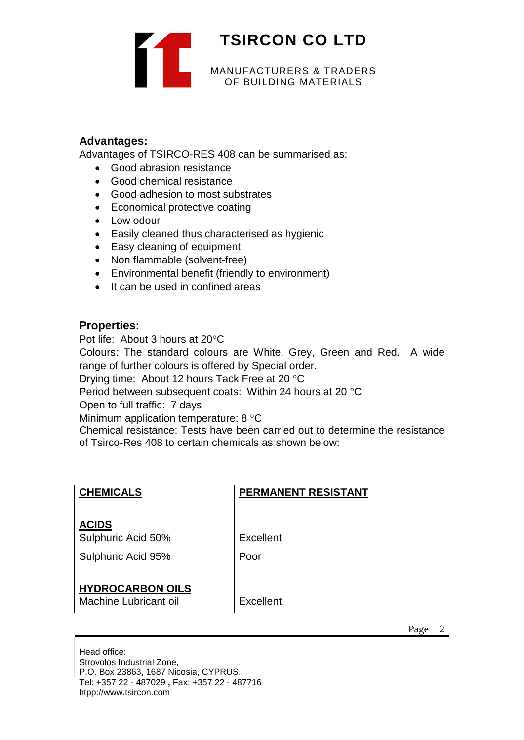### Advantages:

Advantages of TSIRCO-RES 408 can be summarised as:

- Good abrasion resistance
- Good chemical resistance
- Good adhesion to most substrates
- Economical protective coating
- Low odour
- Easily cleaned thus characterised as hygienic
- Easy cleaning of equipment
- Non flammable (solvent-free)
- Environmental benefit (friendly to environment)
- It can be used in confined areas

### Properties:

Pot life: About 3 hours at 20°C

Colours: The standard colours are White, Grey, Green and Red. A wide range of further colours is offered by Special order.

Drying time: About 12 hours Tack Free at 20 °C

Period between subsequent coats: Within 24 hours at 20 °C

Open to full traffic: 7 days

Minimum application temperature: 8 °C

Chemical resistance: Tests have been carried out to determine the resistance of Tsirco-Res 408 to certain chemicals as shown below:

| CHEMICALS | PERMANENT RESISTANT |
|---|---|
| **ACIDS** | |
| Sulphuric Acid 50% | Excellent |
| Sulphuric Acid 95% | Poor |
| **HYDROCARBON OILS** | |
| Machine Lubricant oil | Excellent |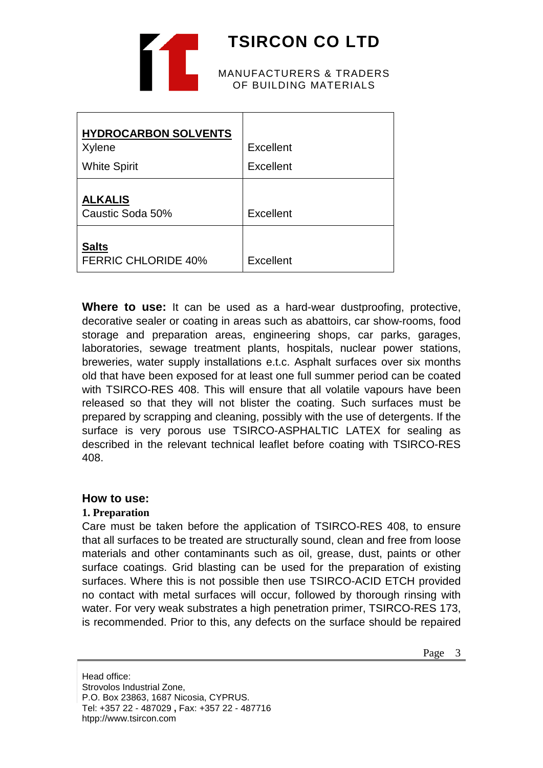| **HYDROCARBON SOLVENTS** | |
|---|---|
| Xylene | Excellent |
| White Spirit | Excellent |
| **ALKALIS** | |
| Caustic Soda 50% | Excellent |
| **Salts** | |
| FERRIC CHLORIDE 40% | Excellent |

**Where to use:** It can be used as a hard-wear dustproofing, protective, decorative sealer or coating in areas such as abattoirs, car show-rooms, food storage and preparation areas, engineering shops, car parks, garages, laboratories, sewage treatment plants, hospitals, nuclear power stations, breweries, water supply installations e.t.c. Asphalt surfaces over six months old that have been exposed for at least one full summer period can be coated with TSIRCO-RES 408. This will ensure that all volatile vapours have been released so that they will not blister the coating. Such surfaces must be prepared by scrapping and cleaning, possibly with the use of detergents. If the surface is very porous use TSIRCO-ASPHALTIC LATEX for sealing as described in the relevant technical leaflet before coating with TSIRCO-RES 408.

## How to use:

**1. Preparation**

Care must be taken before the application of TSIRCO-RES 408, to ensure that all surfaces to be treated are structurally sound, clean and free from loose materials and other contaminants such as oil, grease, dust, paints or other surface coatings. Grid blasting can be used for the preparation of existing surfaces. Where this is not possible then use TSIRCO-ACID ETCH provided no contact with metal surfaces will occur, followed by thorough rinsing with water. For very weak substrates a high penetration primer, TSIRCO-RES 173, is recommended. Prior to this, any defects on the surface should be repaired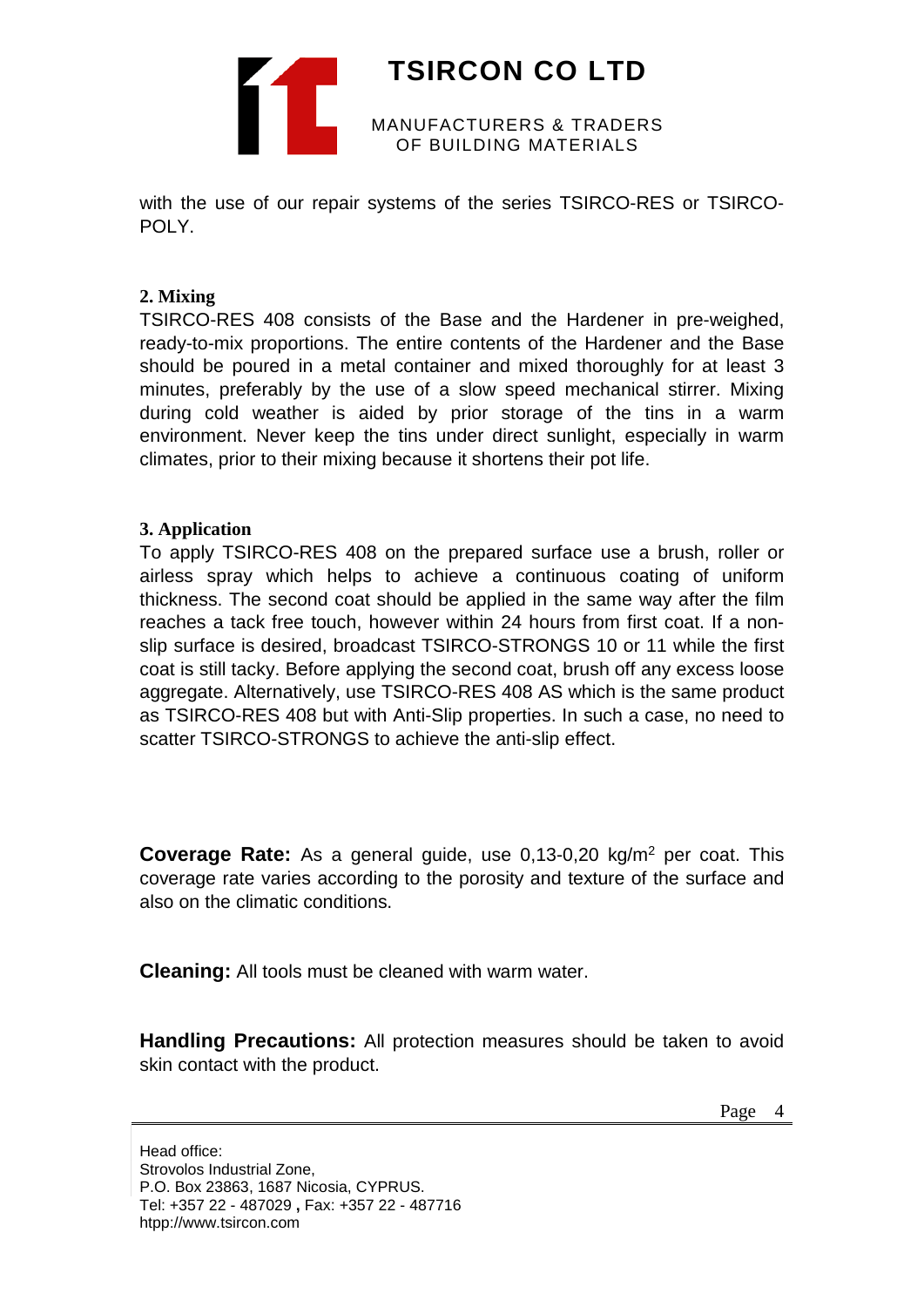with the use of our repair systems of the series TSIRCO-RES or TSIRCO-POLY.

**2. Mixing**

TSIRCO-RES 408 consists of the Base and the Hardener in pre-weighed, ready-to-mix proportions. The entire contents of the Hardener and the Base should be poured in a metal container and mixed thoroughly for at least 3 minutes, preferably by the use of a slow speed mechanical stirrer. Mixing during cold weather is aided by prior storage of the tins in a warm environment. Never keep the tins under direct sunlight, especially in warm climates, prior to their mixing because it shortens their pot life.

**3. Application**

To apply TSIRCO-RES 408 on the prepared surface use a brush, roller or airless spray which helps to achieve a continuous coating of uniform thickness. The second coat should be applied in the same way after the film reaches a tack free touch, however within 24 hours from first coat. If a non-slip surface is desired, broadcast TSIRCO-STRONGS 10 or 11 while the first coat is still tacky. Before applying the second coat, brush off any excess loose aggregate. Alternatively, use TSIRCO-RES 408 AS which is the same product as TSIRCO-RES 408 but with Anti-Slip properties. In such a case, no need to scatter TSIRCO-STRONGS to achieve the anti-slip effect.

**Coverage Rate:** As a general guide, use 0,13-0,20 kg/m$^2$ per coat. This coverage rate varies according to the porosity and texture of the surface and also on the climatic conditions.

**Cleaning:** All tools must be cleaned with warm water.

**Handling Precautions:** All protection measures should be taken to avoid skin contact with the product.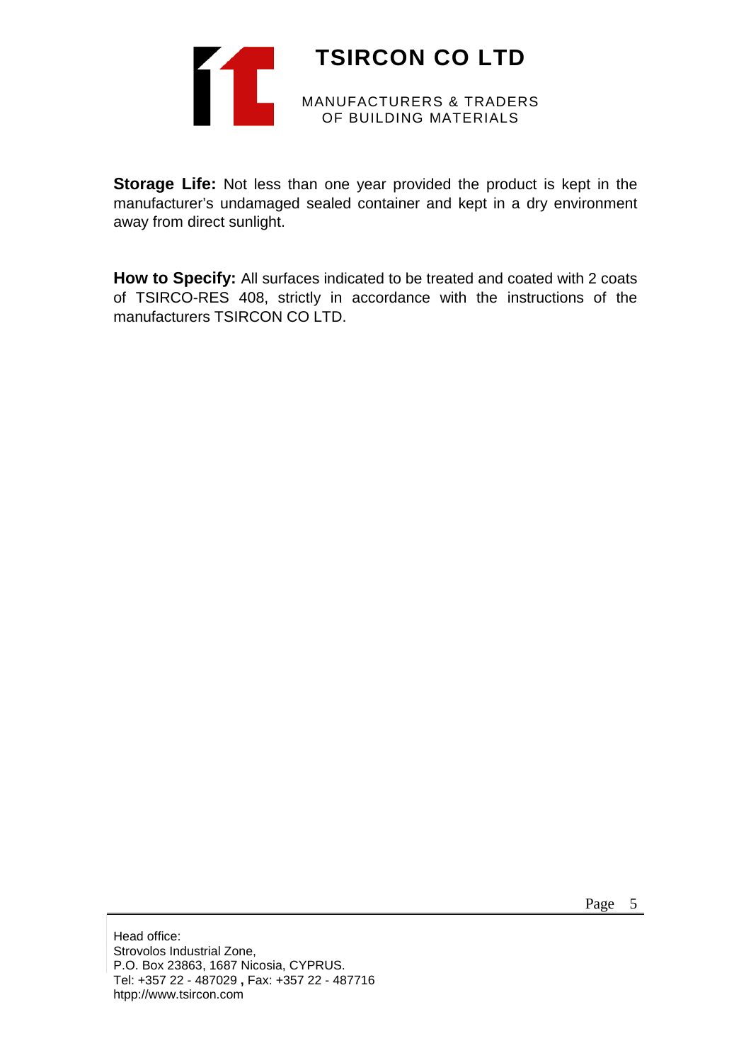**Storage Life:** Not less than one year provided the product is kept in the manufacturer's undamaged sealed container and kept in a dry environment away from direct sunlight.

**How to Specify:** All surfaces indicated to be treated and coated with 2 coats of TSIRCO-RES 408, strictly in accordance with the instructions of the manufacturers TSIRCON CO LTD.